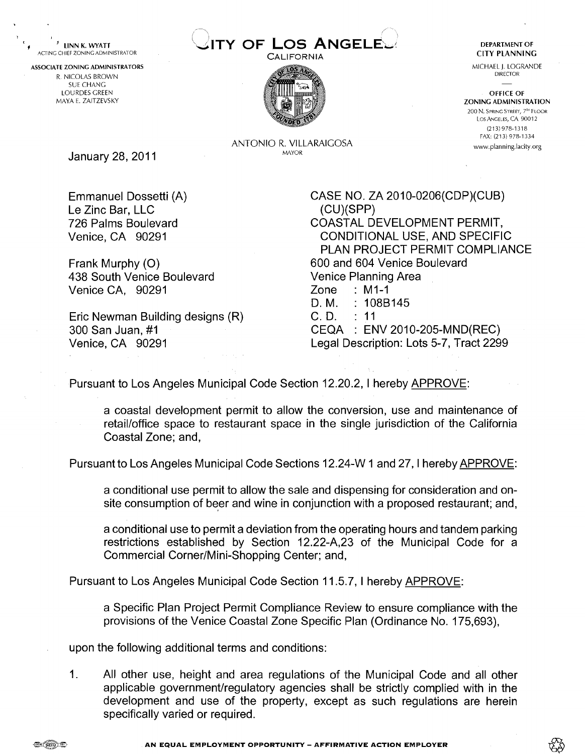LINN K. WYATT
ACTING CHIEF ZONING ADMINISTRATOR

ASSOCIATE ZONING ADMINISTRATORS
R. NICOLAS BROWN
SUE CHANG
LOURDES GREEN
MAYA E. ZAITZEVSKY

# CITY OF LOS ANGELES

CALIFORNIA

ANTONIO R. VILLARAIGOSA
MAYOR

DEPARTMENT OF
CITY PLANNING

MICHAEL J. LOGRANDE
DIRECTOR

OFFICE OF
ZONING ADMINISTRATION
200 N. SPRING STREET, 7TH FLOOR
LOS ANGELES, CA 90012
(213) 978-1318
FAX: (213) 978-1334
www.planning.lacity.org

January 28, 2011

Emmanuel Dossetti (A)
Le Zinc Bar, LLC
726 Palms Boulevard
Venice, CA 90291

Frank Murphy (O)
438 South Venice Boulevard
Venice CA, 90291

Eric Newman Building designs (R)
300 San Juan, #1
Venice, CA 90291

CASE NO. ZA 2010-0206(CDP)(CUB)(CU)(SPP)
COASTAL DEVELOPMENT PERMIT, CONDITIONAL USE, AND SPECIFIC PLAN PROJECT PERMIT COMPLIANCE
600 and 604 Venice Boulevard
Venice Planning Area
Zone : M1-1
D. M. : 108B145
C. D. : 11
CEQA : ENV 2010-205-MND(REC)
Legal Description: Lots 5-7, Tract 2299

Pursuant to Los Angeles Municipal Code Section 12.20.2, I hereby APPROVE:

> a coastal development permit to allow the conversion, use and maintenance of retail/office space to restaurant space in the single jurisdiction of the California Coastal Zone; and,

Pursuant to Los Angeles Municipal Code Sections 12.24-W 1 and 27, I hereby APPROVE:

> a conditional use permit to allow the sale and dispensing for consideration and on-site consumption of beer and wine in conjunction with a proposed restaurant; and,
>
> a conditional use to permit a deviation from the operating hours and tandem parking restrictions established by Section 12.22-A,23 of the Municipal Code for a Commercial Corner/Mini-Shopping Center; and,

Pursuant to Los Angeles Municipal Code Section 11.5.7, I hereby APPROVE:

> a Specific Plan Project Permit Compliance Review to ensure compliance with the provisions of the Venice Coastal Zone Specific Plan (Ordinance No. 175,693),

upon the following additional terms and conditions:

1. All other use, height and area regulations of the Municipal Code and all other applicable government/regulatory agencies shall be strictly complied with in the development and use of the property, except as such regulations are herein specifically varied or required.

AN EQUAL EMPLOYMENT OPPORTUNITY – AFFIRMATIVE ACTION EMPLOYER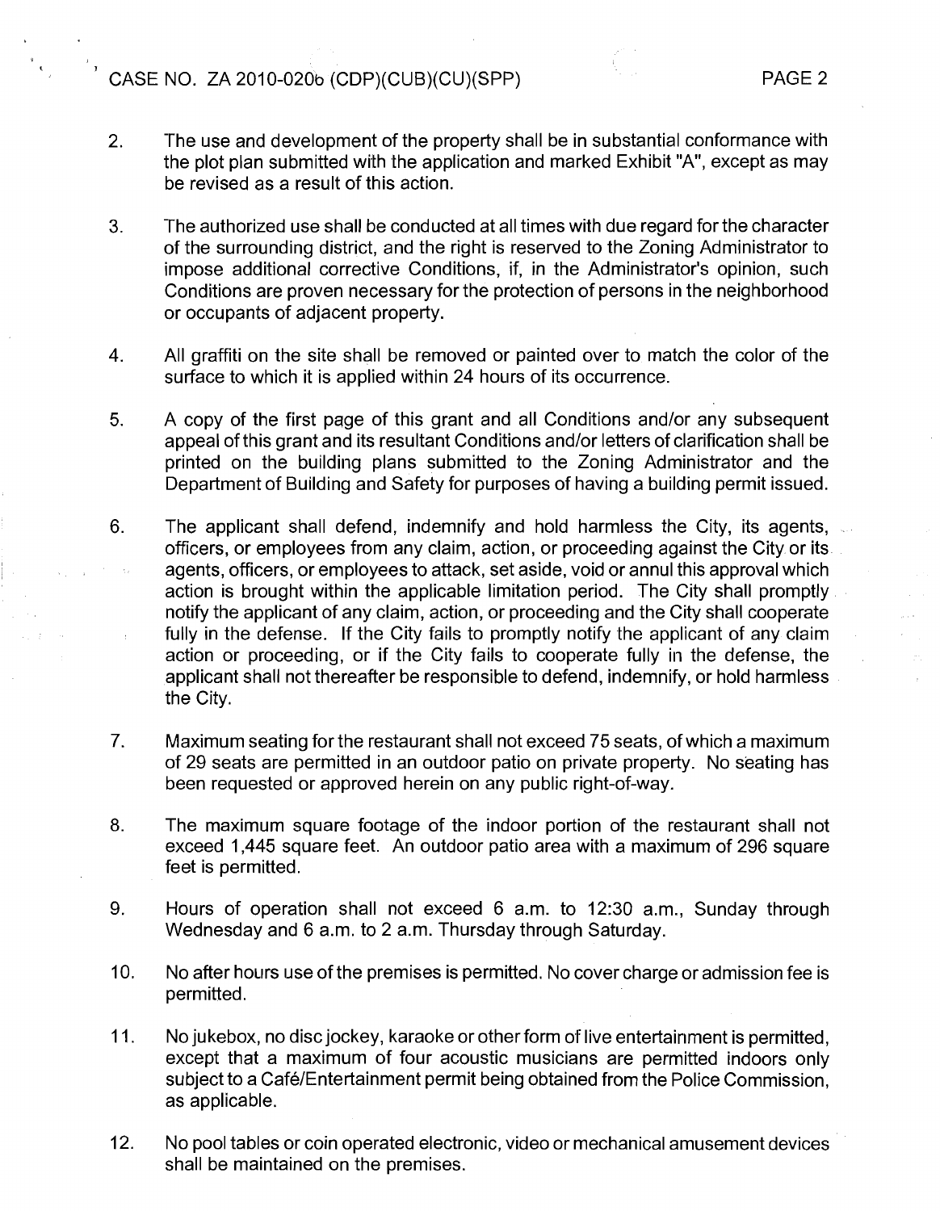2. The use and development of the property shall be in substantial conformance with the plot plan submitted with the application and marked Exhibit "A", except as may be revised as a result of this action.

3. The authorized use shall be conducted at all times with due regard for the character of the surrounding district, and the right is reserved to the Zoning Administrator to impose additional corrective Conditions, if, in the Administrator's opinion, such Conditions are proven necessary for the protection of persons in the neighborhood or occupants of adjacent property.

4. All graffiti on the site shall be removed or painted over to match the color of the surface to which it is applied within 24 hours of its occurrence.

5. A copy of the first page of this grant and all Conditions and/or any subsequent appeal of this grant and its resultant Conditions and/or letters of clarification shall be printed on the building plans submitted to the Zoning Administrator and the Department of Building and Safety for purposes of having a building permit issued.

6. The applicant shall defend, indemnify and hold harmless the City, its agents, officers, or employees from any claim, action, or proceeding against the City or its agents, officers, or employees to attack, set aside, void or annul this approval which action is brought within the applicable limitation period. The City shall promptly notify the applicant of any claim, action, or proceeding and the City shall cooperate fully in the defense. If the City fails to promptly notify the applicant of any claim action or proceeding, or if the City fails to cooperate fully in the defense, the applicant shall not thereafter be responsible to defend, indemnify, or hold harmless the City.

7. Maximum seating for the restaurant shall not exceed 75 seats, of which a maximum of 29 seats are permitted in an outdoor patio on private property. No seating has been requested or approved herein on any public right-of-way.

8. The maximum square footage of the indoor portion of the restaurant shall not exceed 1,445 square feet. An outdoor patio area with a maximum of 296 square feet is permitted.

9. Hours of operation shall not exceed 6 a.m. to 12:30 a.m., Sunday through Wednesday and 6 a.m. to 2 a.m. Thursday through Saturday.

10. No after hours use of the premises is permitted. No cover charge or admission fee is permitted.

11. No jukebox, no disc jockey, karaoke or other form of live entertainment is permitted, except that a maximum of four acoustic musicians are permitted indoors only subject to a Café/Entertainment permit being obtained from the Police Commission, as applicable.

12. No pool tables or coin operated electronic, video or mechanical amusement devices shall be maintained on the premises.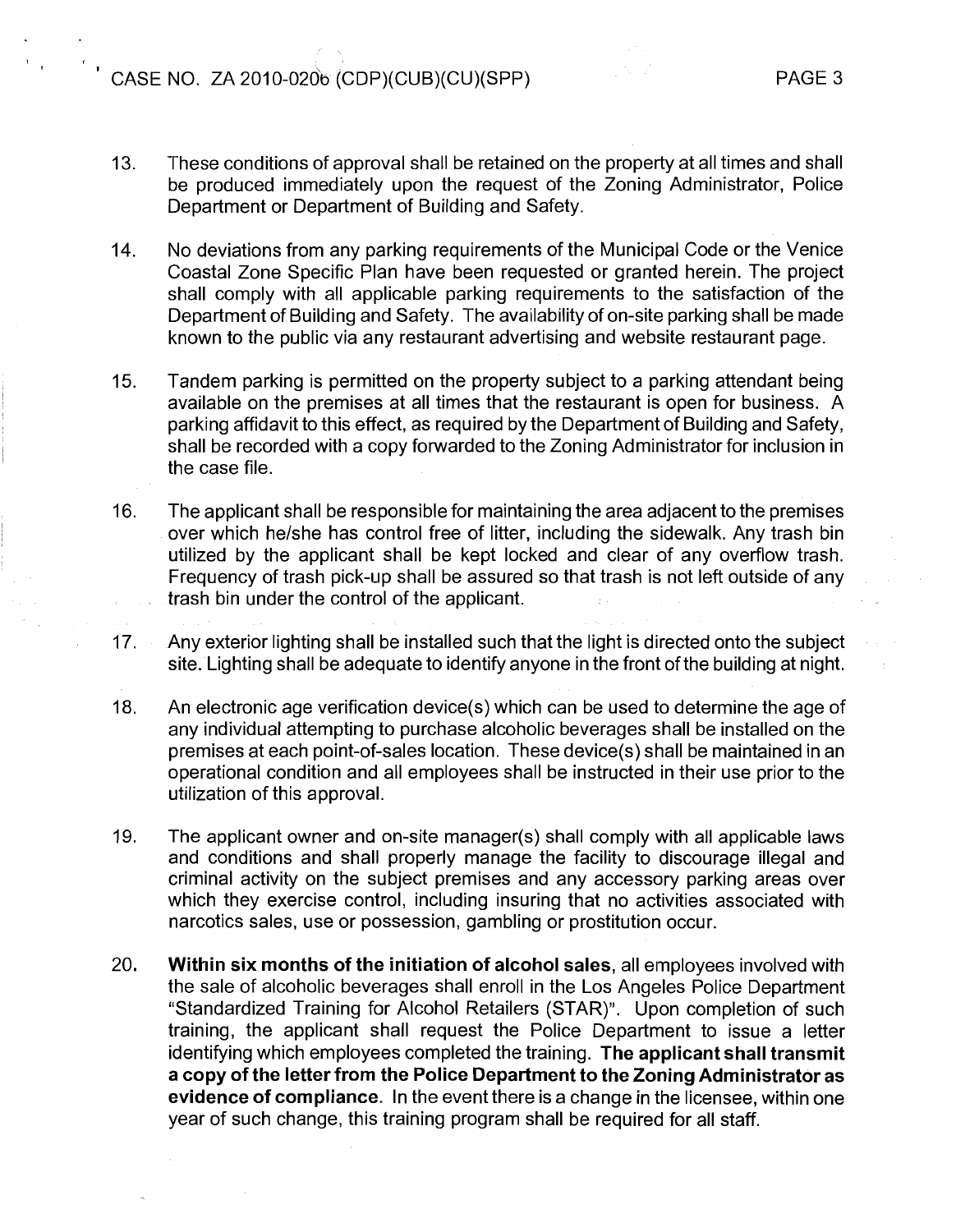13. These conditions of approval shall be retained on the property at all times and shall be produced immediately upon the request of the Zoning Administrator, Police Department or Department of Building and Safety.

14. No deviations from any parking requirements of the Municipal Code or the Venice Coastal Zone Specific Plan have been requested or granted herein. The project shall comply with all applicable parking requirements to the satisfaction of the Department of Building and Safety. The availability of on-site parking shall be made known to the public via any restaurant advertising and website restaurant page.

15. Tandem parking is permitted on the property subject to a parking attendant being available on the premises at all times that the restaurant is open for business. A parking affidavit to this effect, as required by the Department of Building and Safety, shall be recorded with a copy forwarded to the Zoning Administrator for inclusion in the case file.

16. The applicant shall be responsible for maintaining the area adjacent to the premises over which he/she has control free of litter, including the sidewalk. Any trash bin utilized by the applicant shall be kept locked and clear of any overflow trash. Frequency of trash pick-up shall be assured so that trash is not left outside of any trash bin under the control of the applicant.

17. Any exterior lighting shall be installed such that the light is directed onto the subject site. Lighting shall be adequate to identify anyone in the front of the building at night.

18. An electronic age verification device(s) which can be used to determine the age of any individual attempting to purchase alcoholic beverages shall be installed on the premises at each point-of-sales location. These device(s) shall be maintained in an operational condition and all employees shall be instructed in their use prior to the utilization of this approval.

19. The applicant owner and on-site manager(s) shall comply with all applicable laws and conditions and shall properly manage the facility to discourage illegal and criminal activity on the subject premises and any accessory parking areas over which they exercise control, including insuring that no activities associated with narcotics sales, use or possession, gambling or prostitution occur.

20. **Within six months of the initiation of alcohol sales**, all employees involved with the sale of alcoholic beverages shall enroll in the Los Angeles Police Department "Standardized Training for Alcohol Retailers (STAR)". Upon completion of such training, the applicant shall request the Police Department to issue a letter identifying which employees completed the training. **The applicant shall transmit a copy of the letter from the Police Department to the Zoning Administrator as evidence of compliance.** In the event there is a change in the licensee, within one year of such change, this training program shall be required for all staff.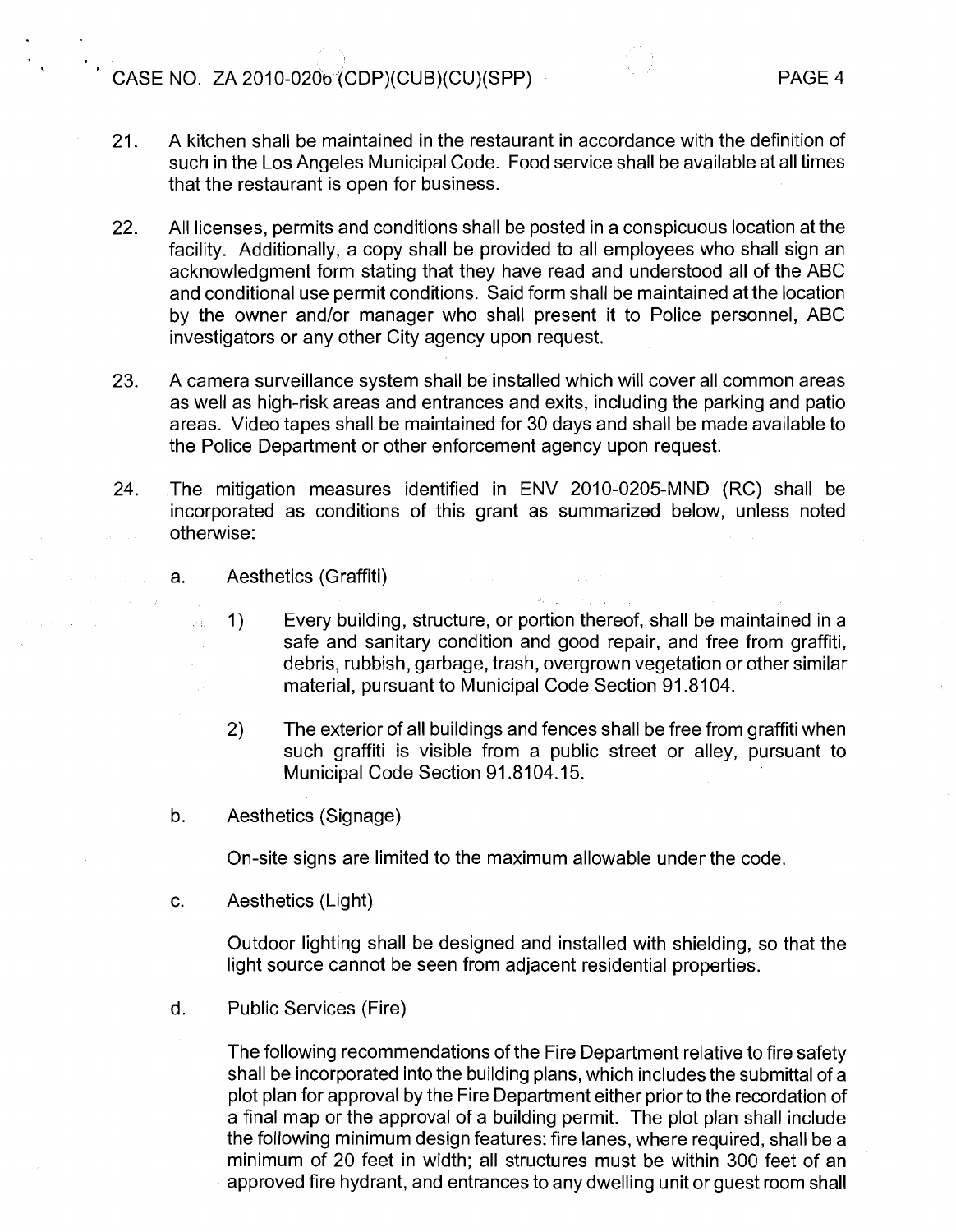21. A kitchen shall be maintained in the restaurant in accordance with the definition of such in the Los Angeles Municipal Code. Food service shall be available at all times that the restaurant is open for business.

22. All licenses, permits and conditions shall be posted in a conspicuous location at the facility. Additionally, a copy shall be provided to all employees who shall sign an acknowledgment form stating that they have read and understood all of the ABC and conditional use permit conditions. Said form shall be maintained at the location by the owner and/or manager who shall present it to Police personnel, ABC investigators or any other City agency upon request.

23. A camera surveillance system shall be installed which will cover all common areas as well as high-risk areas and entrances and exits, including the parking and patio areas. Video tapes shall be maintained for 30 days and shall be made available to the Police Department or other enforcement agency upon request.

24. The mitigation measures identified in ENV 2010-0205-MND (RC) shall be incorporated as conditions of this grant as summarized below, unless noted otherwise:

    a. Aesthetics (Graffiti)

        1) Every building, structure, or portion thereof, shall be maintained in a safe and sanitary condition and good repair, and free from graffiti, debris, rubbish, garbage, trash, overgrown vegetation or other similar material, pursuant to Municipal Code Section 91.8104.

        2) The exterior of all buildings and fences shall be free from graffiti when such graffiti is visible from a public street or alley, pursuant to Municipal Code Section 91.8104.15.

    b. Aesthetics (Signage)

        On-site signs are limited to the maximum allowable under the code.

    c. Aesthetics (Light)

        Outdoor lighting shall be designed and installed with shielding, so that the light source cannot be seen from adjacent residential properties.

    d. Public Services (Fire)

        The following recommendations of the Fire Department relative to fire safety shall be incorporated into the building plans, which includes the submittal of a plot plan for approval by the Fire Department either prior to the recordation of a final map or the approval of a building permit. The plot plan shall include the following minimum design features: fire lanes, where required, shall be a minimum of 20 feet in width; all structures must be within 300 feet of an approved fire hydrant, and entrances to any dwelling unit or guest room shall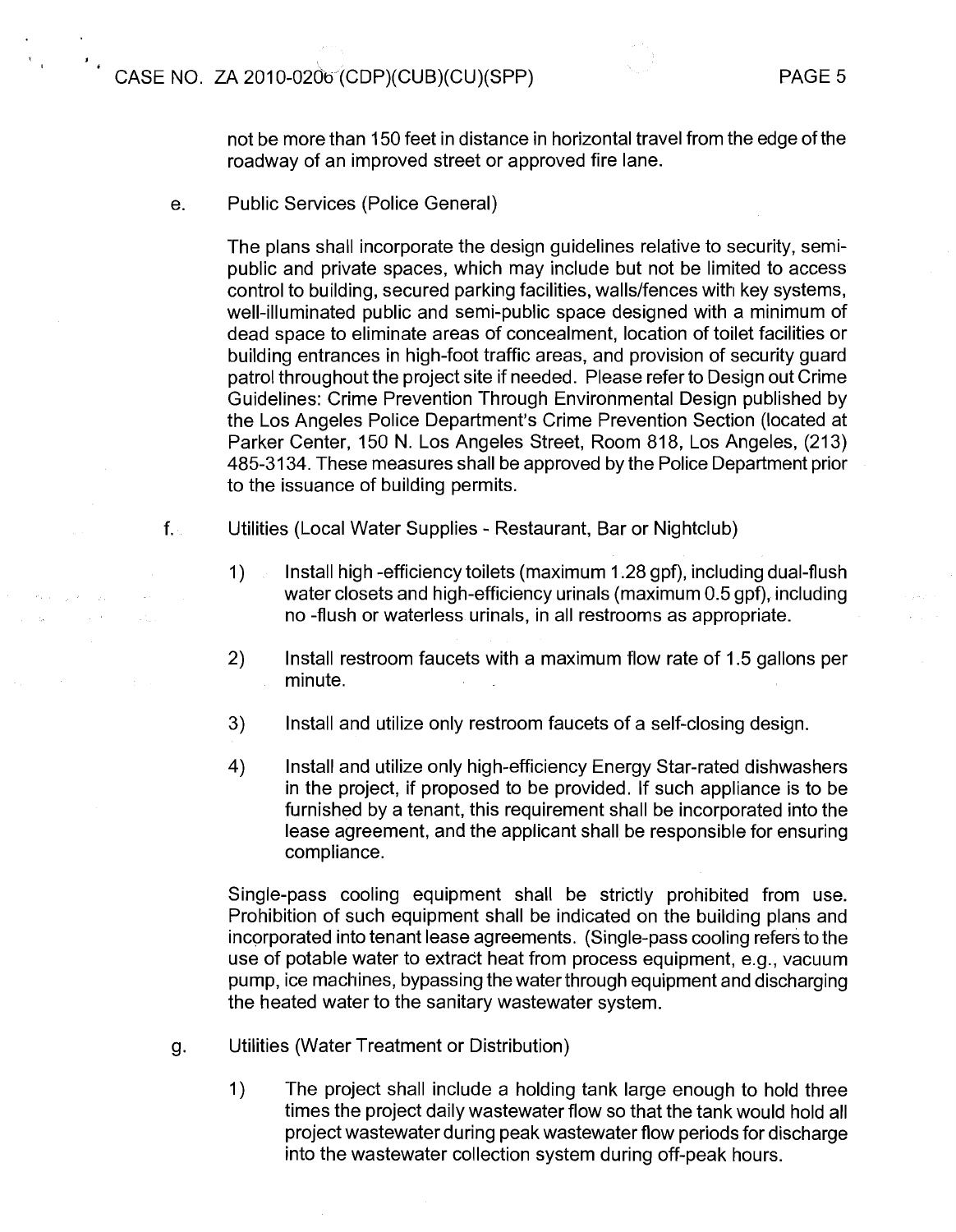not be more than 150 feet in distance in horizontal travel from the edge of the roadway of an improved street or approved fire lane.

e. Public Services (Police General)

The plans shall incorporate the design guidelines relative to security, semi-public and private spaces, which may include but not be limited to access control to building, secured parking facilities, walls/fences with key systems, well-illuminated public and semi-public space designed with a minimum of dead space to eliminate areas of concealment, location of toilet facilities or building entrances in high-foot traffic areas, and provision of security guard patrol throughout the project site if needed. Please refer to Design out Crime Guidelines: Crime Prevention Through Environmental Design published by the Los Angeles Police Department's Crime Prevention Section (located at Parker Center, 150 N. Los Angeles Street, Room 818, Los Angeles, (213) 485-3134. These measures shall be approved by the Police Department prior to the issuance of building permits.

f. Utilities (Local Water Supplies - Restaurant, Bar or Nightclub)

1) Install high -efficiency toilets (maximum 1.28 gpf), including dual-flush water closets and high-efficiency urinals (maximum 0.5 gpf), including no -flush or waterless urinals, in all restrooms as appropriate.

2) Install restroom faucets with a maximum flow rate of 1.5 gallons per minute.

3) Install and utilize only restroom faucets of a self-closing design.

4) Install and utilize only high-efficiency Energy Star-rated dishwashers in the project, if proposed to be provided. If such appliance is to be furnished by a tenant, this requirement shall be incorporated into the lease agreement, and the applicant shall be responsible for ensuring compliance.

Single-pass cooling equipment shall be strictly prohibited from use. Prohibition of such equipment shall be indicated on the building plans and incorporated into tenant lease agreements. (Single-pass cooling refers to the use of potable water to extract heat from process equipment, e.g., vacuum pump, ice machines, bypassing the water through equipment and discharging the heated water to the sanitary wastewater system.

g. Utilities (Water Treatment or Distribution)

1) The project shall include a holding tank large enough to hold three times the project daily wastewater flow so that the tank would hold all project wastewater during peak wastewater flow periods for discharge into the wastewater collection system during off-peak hours.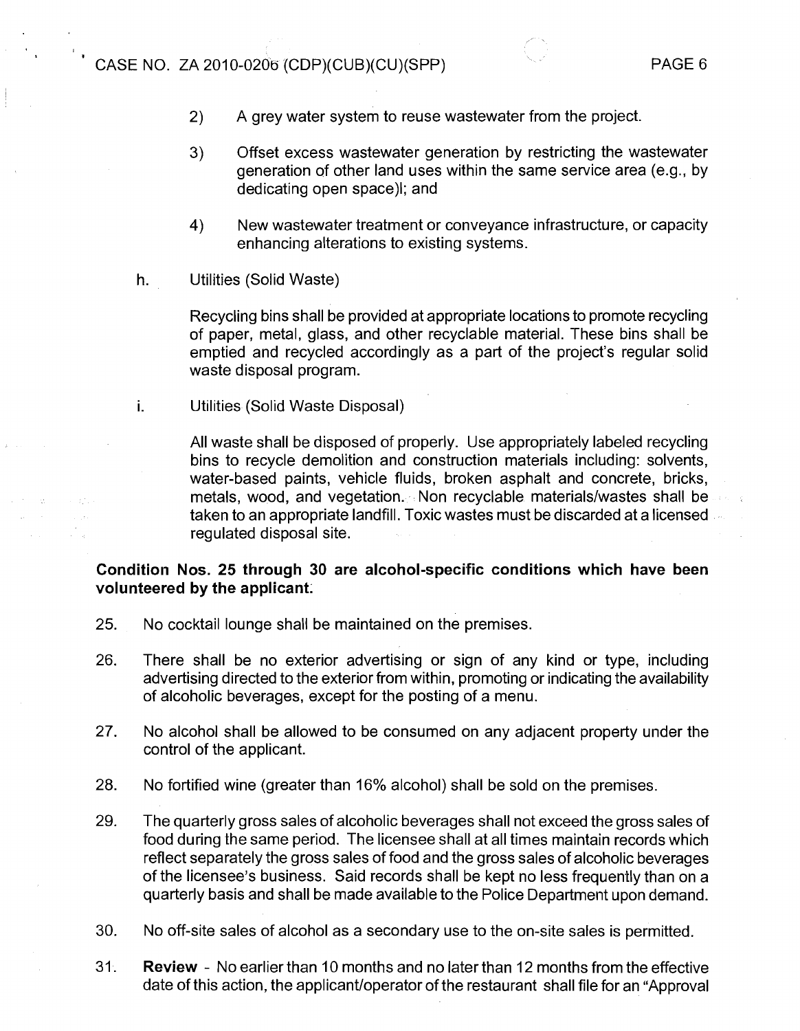2) A grey water system to reuse wastewater from the project.

3) Offset excess wastewater generation by restricting the wastewater generation of other land uses within the same service area (e.g., by dedicating open space)l; and

4) New wastewater treatment or conveyance infrastructure, or capacity enhancing alterations to existing systems.

h. Utilities (Solid Waste)

Recycling bins shall be provided at appropriate locations to promote recycling of paper, metal, glass, and other recyclable material. These bins shall be emptied and recycled accordingly as a part of the project's regular solid waste disposal program.

i. Utilities (Solid Waste Disposal)

All waste shall be disposed of properly. Use appropriately labeled recycling bins to recycle demolition and construction materials including: solvents, water-based paints, vehicle fluids, broken asphalt and concrete, bricks, metals, wood, and vegetation. Non recyclable materials/wastes shall be taken to an appropriate landfill. Toxic wastes must be discarded at a licensed regulated disposal site.

**Condition Nos. 25 through 30 are alcohol-specific conditions which have been volunteered by the applicant.**

25. No cocktail lounge shall be maintained on the premises.

26. There shall be no exterior advertising or sign of any kind or type, including advertising directed to the exterior from within, promoting or indicating the availability of alcoholic beverages, except for the posting of a menu.

27. No alcohol shall be allowed to be consumed on any adjacent property under the control of the applicant.

28. No fortified wine (greater than 16% alcohol) shall be sold on the premises.

29. The quarterly gross sales of alcoholic beverages shall not exceed the gross sales of food during the same period. The licensee shall at all times maintain records which reflect separately the gross sales of food and the gross sales of alcoholic beverages of the licensee's business. Said records shall be kept no less frequently than on a quarterly basis and shall be made available to the Police Department upon demand.

30. No off-site sales of alcohol as a secondary use to the on-site sales is permitted.

31. **Review** - No earlier than 10 months and no later than 12 months from the effective date of this action, the applicant/operator of the restaurant shall file for an "Approval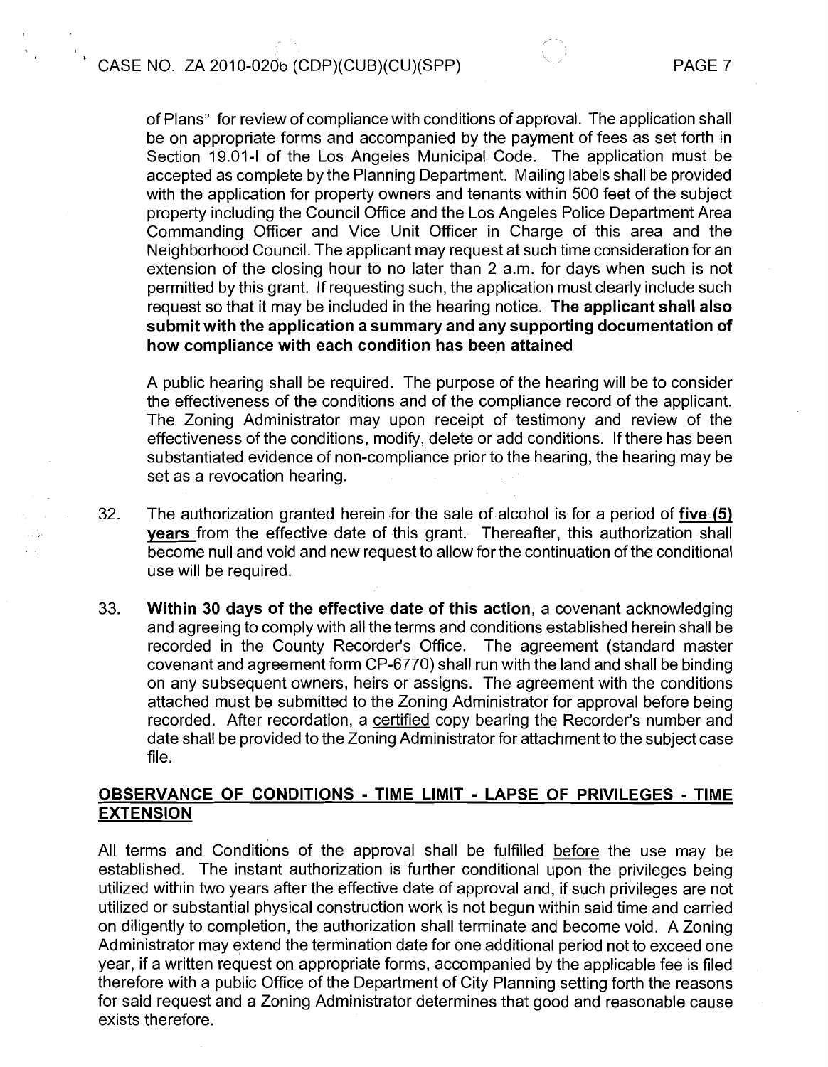of Plans" for review of compliance with conditions of approval. The application shall be on appropriate forms and accompanied by the payment of fees as set forth in Section 19.01-I of the Los Angeles Municipal Code. The application must be accepted as complete by the Planning Department. Mailing labels shall be provided with the application for property owners and tenants within 500 feet of the subject property including the Council Office and the Los Angeles Police Department Area Commanding Officer and Vice Unit Officer in Charge of this area and the Neighborhood Council. The applicant may request at such time consideration for an extension of the closing hour to no later than 2 a.m. for days when such is not permitted by this grant. If requesting such, the application must clearly include such request so that it may be included in the hearing notice. **The applicant shall also submit with the application a summary and any supporting documentation of how compliance with each condition has been attained**

A public hearing shall be required. The purpose of the hearing will be to consider the effectiveness of the conditions and of the compliance record of the applicant. The Zoning Administrator may upon receipt of testimony and review of the effectiveness of the conditions, modify, delete or add conditions. If there has been substantiated evidence of non-compliance prior to the hearing, the hearing may be set as a revocation hearing.

32. The authorization granted herein for the sale of alcohol is for a period of **five (5) years** from the effective date of this grant. Thereafter, this authorization shall become null and void and new request to allow for the continuation of the conditional use will be required.

33. **Within 30 days of the effective date of this action**, a covenant acknowledging and agreeing to comply with all the terms and conditions established herein shall be recorded in the County Recorder's Office. The agreement (standard master covenant and agreement form CP-6770) shall run with the land and shall be binding on any subsequent owners, heirs or assigns. The agreement with the conditions attached must be submitted to the Zoning Administrator for approval before being recorded. After recordation, a certified copy bearing the Recorder's number and date shall be provided to the Zoning Administrator for attachment to the subject case file.

## OBSERVANCE OF CONDITIONS - TIME LIMIT - LAPSE OF PRIVILEGES - TIME EXTENSION

All terms and Conditions of the approval shall be fulfilled before the use may be established. The instant authorization is further conditional upon the privileges being utilized within two years after the effective date of approval and, if such privileges are not utilized or substantial physical construction work is not begun within said time and carried on diligently to completion, the authorization shall terminate and become void. A Zoning Administrator may extend the termination date for one additional period not to exceed one year, if a written request on appropriate forms, accompanied by the applicable fee is filed therefore with a public Office of the Department of City Planning setting forth the reasons for said request and a Zoning Administrator determines that good and reasonable cause exists therefore.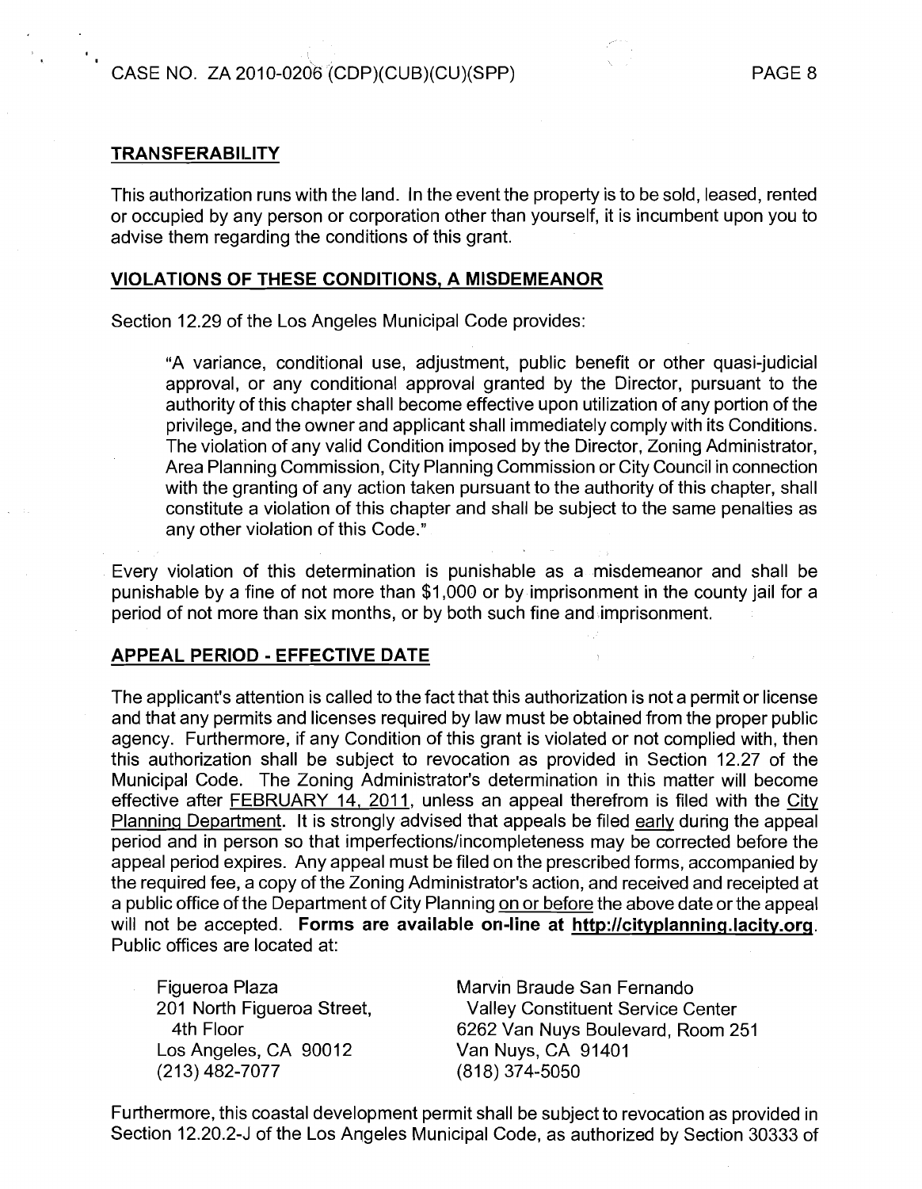## TRANSFERABILITY

This authorization runs with the land. In the event the property is to be sold, leased, rented or occupied by any person or corporation other than yourself, it is incumbent upon you to advise them regarding the conditions of this grant.

## VIOLATIONS OF THESE CONDITIONS, A MISDEMEANOR

Section 12.29 of the Los Angeles Municipal Code provides:

> "A variance, conditional use, adjustment, public benefit or other quasi-judicial approval, or any conditional approval granted by the Director, pursuant to the authority of this chapter shall become effective upon utilization of any portion of the privilege, and the owner and applicant shall immediately comply with its Conditions. The violation of any valid Condition imposed by the Director, Zoning Administrator, Area Planning Commission, City Planning Commission or City Council in connection with the granting of any action taken pursuant to the authority of this chapter, shall constitute a violation of this chapter and shall be subject to the same penalties as any other violation of this Code."

Every violation of this determination is punishable as a misdemeanor and shall be punishable by a fine of not more than $1,000 or by imprisonment in the county jail for a period of not more than six months, or by both such fine and imprisonment.

## APPEAL PERIOD - EFFECTIVE DATE

The applicant's attention is called to the fact that this authorization is not a permit or license and that any permits and licenses required by law must be obtained from the proper public agency. Furthermore, if any Condition of this grant is violated or not complied with, then this authorization shall be subject to revocation as provided in Section 12.27 of the Municipal Code. The Zoning Administrator's determination in this matter will become effective after FEBRUARY 14, 2011, unless an appeal therefrom is filed with the City Planning Department. It is strongly advised that appeals be filed early during the appeal period and in person so that imperfections/incompleteness may be corrected before the appeal period expires. Any appeal must be filed on the prescribed forms, accompanied by the required fee, a copy of the Zoning Administrator's action, and received and receipted at a public office of the Department of City Planning on or before the above date or the appeal will not be accepted. **Forms are available on-line at http://cityplanning.lacity.org**. Public offices are located at:

Figueroa Plaza
201 North Figueroa Street, 4th Floor
Los Angeles, CA 90012
(213) 482-7077

Marvin Braude San Fernando Valley Constituent Service Center
6262 Van Nuys Boulevard, Room 251
Van Nuys, CA 91401
(818) 374-5050

Furthermore, this coastal development permit shall be subject to revocation as provided in Section 12.20.2-J of the Los Angeles Municipal Code, as authorized by Section 30333 of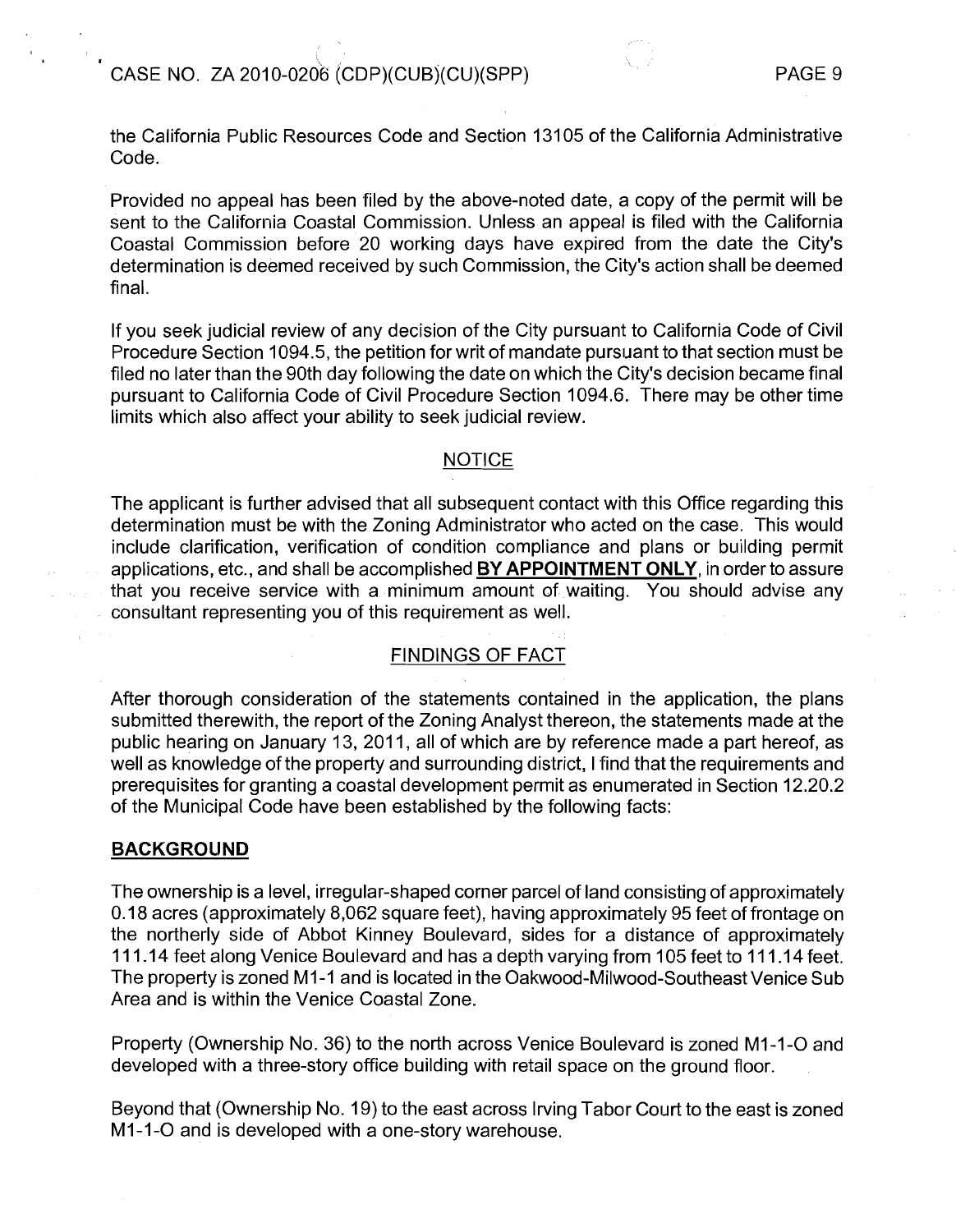the California Public Resources Code and Section 13105 of the California Administrative Code.

Provided no appeal has been filed by the above-noted date, a copy of the permit will be sent to the California Coastal Commission. Unless an appeal is filed with the California Coastal Commission before 20 working days have expired from the date the City's determination is deemed received by such Commission, the City's action shall be deemed final.

If you seek judicial review of any decision of the City pursuant to California Code of Civil Procedure Section 1094.5, the petition for writ of mandate pursuant to that section must be filed no later than the 90th day following the date on which the City's decision became final pursuant to California Code of Civil Procedure Section 1094.6. There may be other time limits which also affect your ability to seek judicial review.

## NOTICE

The applicant is further advised that all subsequent contact with this Office regarding this determination must be with the Zoning Administrator who acted on the case. This would include clarification, verification of condition compliance and plans or building permit applications, etc., and shall be accomplished **BY APPOINTMENT ONLY**, in order to assure that you receive service with a minimum amount of waiting. You should advise any consultant representing you of this requirement as well.

## FINDINGS OF FACT

After thorough consideration of the statements contained in the application, the plans submitted therewith, the report of the Zoning Analyst thereon, the statements made at the public hearing on January 13, 2011, all of which are by reference made a part hereof, as well as knowledge of the property and surrounding district, I find that the requirements and prerequisites for granting a coastal development permit as enumerated in Section 12.20.2 of the Municipal Code have been established by the following facts:

### BACKGROUND

The ownership is a level, irregular-shaped corner parcel of land consisting of approximately 0.18 acres (approximately 8,062 square feet), having approximately 95 feet of frontage on the northerly side of Abbot Kinney Boulevard, sides for a distance of approximately 111.14 feet along Venice Boulevard and has a depth varying from 105 feet to 111.14 feet. The property is zoned M1-1 and is located in the Oakwood-Milwood-Southeast Venice Sub Area and is within the Venice Coastal Zone.

Property (Ownership No. 36) to the north across Venice Boulevard is zoned M1-1-O and developed with a three-story office building with retail space on the ground floor.

Beyond that (Ownership No. 19) to the east across Irving Tabor Court to the east is zoned M1-1-O and is developed with a one-story warehouse.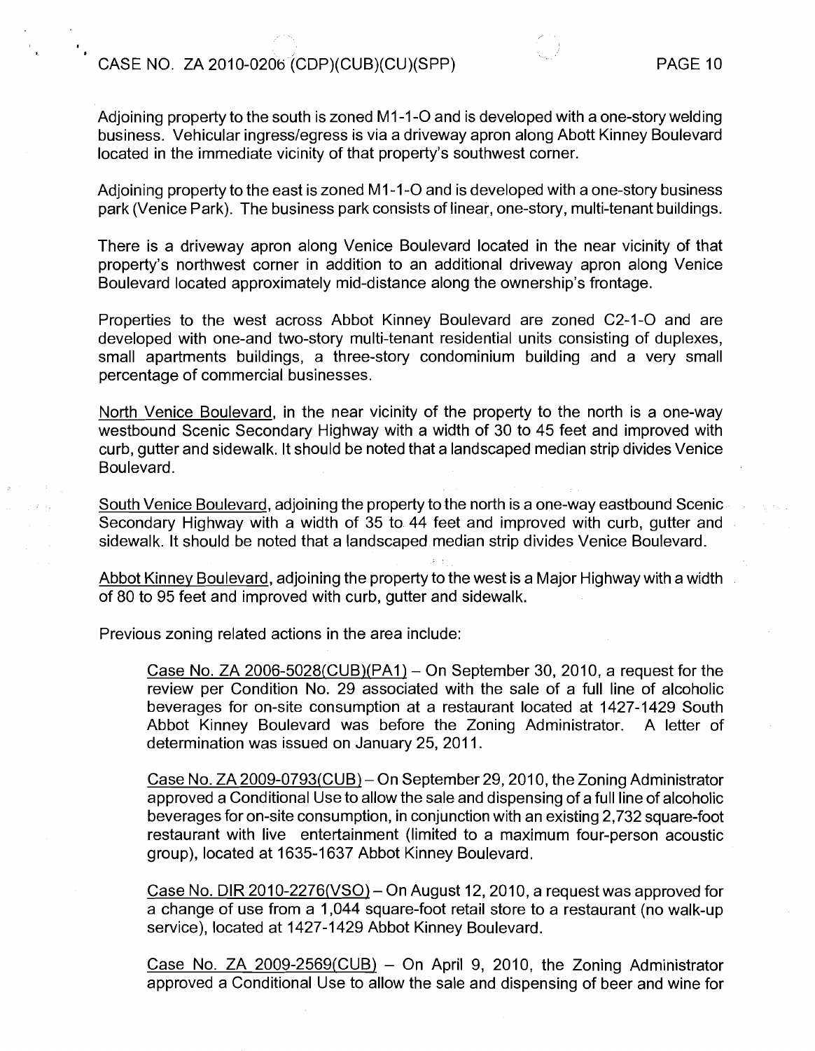Adjoining property to the south is zoned M1-1-O and is developed with a one-story welding business. Vehicular ingress/egress is via a driveway apron along Abott Kinney Boulevard located in the immediate vicinity of that property's southwest corner.

Adjoining property to the east is zoned M1-1-O and is developed with a one-story business park (Venice Park). The business park consists of linear, one-story, multi-tenant buildings.

There is a driveway apron along Venice Boulevard located in the near vicinity of that property's northwest corner in addition to an additional driveway apron along Venice Boulevard located approximately mid-distance along the ownership's frontage.

Properties to the west across Abbot Kinney Boulevard are zoned C2-1-O and are developed with one-and two-story multi-tenant residential units consisting of duplexes, small apartments buildings, a three-story condominium building and a very small percentage of commercial businesses.

<u>North Venice Boulevard</u>, in the near vicinity of the property to the north is a one-way westbound Scenic Secondary Highway with a width of 30 to 45 feet and improved with curb, gutter and sidewalk. It should be noted that a landscaped median strip divides Venice Boulevard.

<u>South Venice Boulevard</u>, adjoining the property to the north is a one-way eastbound Scenic Secondary Highway with a width of 35 to 44 feet and improved with curb, gutter and sidewalk. It should be noted that a landscaped median strip divides Venice Boulevard.

<u>Abbot Kinney Boulevard</u>, adjoining the property to the west is a Major Highway with a width of 80 to 95 feet and improved with curb, gutter and sidewalk.

Previous zoning related actions in the area include:

> <u>Case No. ZA 2006-5028(CUB)(PA1)</u> – On September 30, 2010, a request for the review per Condition No. 29 associated with the sale of a full line of alcoholic beverages for on-site consumption at a restaurant located at 1427-1429 South Abbot Kinney Boulevard was before the Zoning Administrator. A letter of determination was issued on January 25, 2011.
>
> <u>Case No. ZA 2009-0793(CUB)</u> – On September 29, 2010, the Zoning Administrator approved a Conditional Use to allow the sale and dispensing of a full line of alcoholic beverages for on-site consumption, in conjunction with an existing 2,732 square-foot restaurant with live entertainment (limited to a maximum four-person acoustic group), located at 1635-1637 Abbot Kinney Boulevard.
>
> <u>Case No. DIR 2010-2276(VSO)</u> – On August 12, 2010, a request was approved for a change of use from a 1,044 square-foot retail store to a restaurant (no walk-up service), located at 1427-1429 Abbot Kinney Boulevard.
>
> <u>Case No. ZA 2009-2569(CUB)</u> – On April 9, 2010, the Zoning Administrator approved a Conditional Use to allow the sale and dispensing of beer and wine for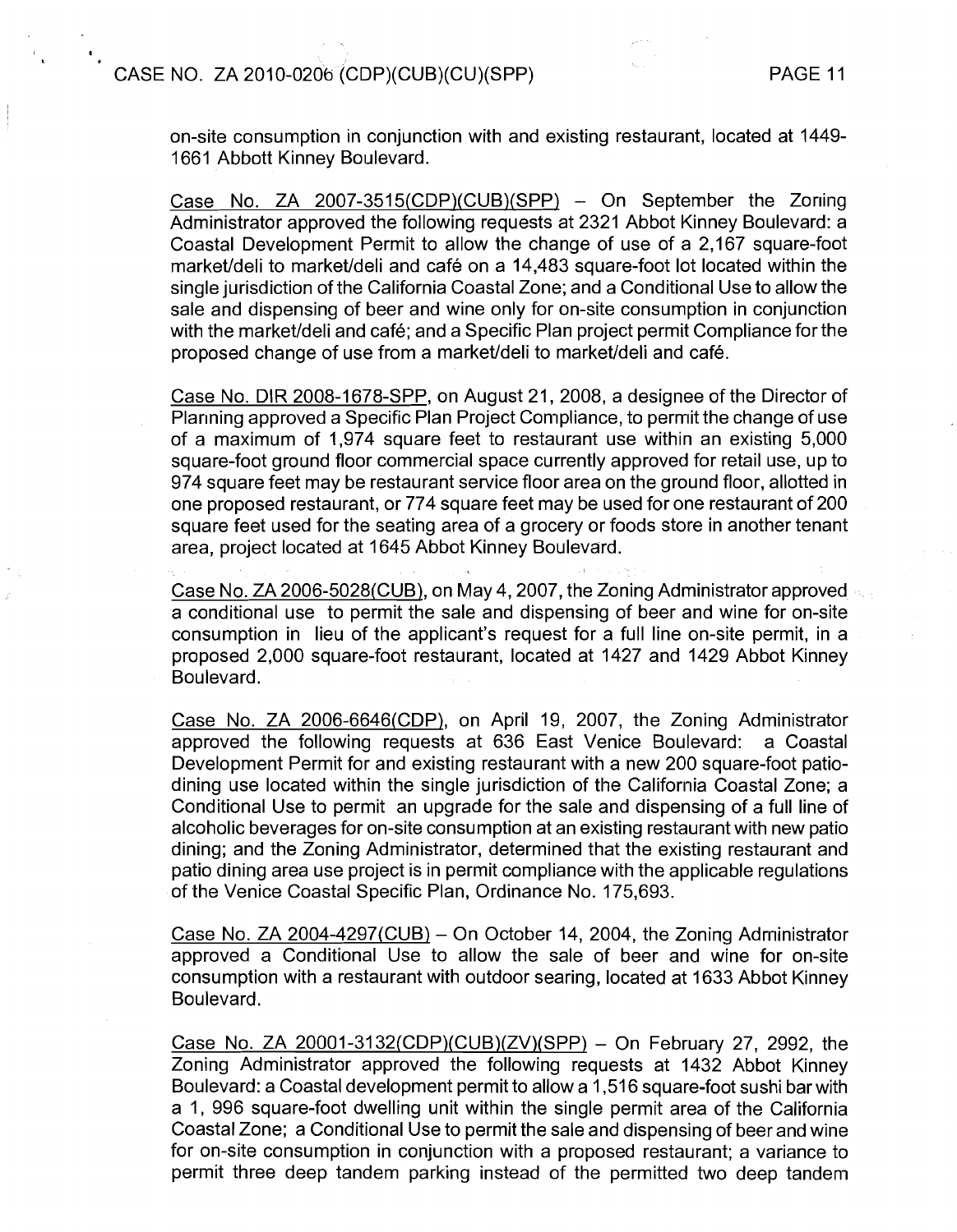on-site consumption in conjunction with and existing restaurant, located at 1449-1661 Abbott Kinney Boulevard.

<u>Case No. ZA 2007-3515(CDP)(CUB)(SPP)</u> – On September the Zoning Administrator approved the following requests at 2321 Abbot Kinney Boulevard: a Coastal Development Permit to allow the change of use of a 2,167 square-foot market/deli to market/deli and café on a 14,483 square-foot lot located within the single jurisdiction of the California Coastal Zone; and a Conditional Use to allow the sale and dispensing of beer and wine only for on-site consumption in conjunction with the market/deli and café; and a Specific Plan project permit Compliance for the proposed change of use from a market/deli to market/deli and café.

<u>Case No. DIR 2008-1678-SPP</u>, on August 21, 2008, a designee of the Director of Planning approved a Specific Plan Project Compliance, to permit the change of use of a maximum of 1,974 square feet to restaurant use within an existing 5,000 square-foot ground floor commercial space currently approved for retail use, up to 974 square feet may be restaurant service floor area on the ground floor, allotted in one proposed restaurant, or 774 square feet may be used for one restaurant of 200 square feet used for the seating area of a grocery or foods store in another tenant area, project located at 1645 Abbot Kinney Boulevard.

<u>Case No. ZA 2006-5028(CUB)</u>, on May 4, 2007, the Zoning Administrator approved a conditional use to permit the sale and dispensing of beer and wine for on-site consumption in lieu of the applicant's request for a full line on-site permit, in a proposed 2,000 square-foot restaurant, located at 1427 and 1429 Abbot Kinney Boulevard.

<u>Case No. ZA 2006-6646(CDP)</u>, on April 19, 2007, the Zoning Administrator approved the following requests at 636 East Venice Boulevard: a Coastal Development Permit for and existing restaurant with a new 200 square-foot patio-dining use located within the single jurisdiction of the California Coastal Zone; a Conditional Use to permit an upgrade for the sale and dispensing of a full line of alcoholic beverages for on-site consumption at an existing restaurant with new patio dining; and the Zoning Administrator, determined that the existing restaurant and patio dining area use project is in permit compliance with the applicable regulations of the Venice Coastal Specific Plan, Ordinance No. 175,693.

<u>Case No. ZA 2004-4297(CUB)</u> – On October 14, 2004, the Zoning Administrator approved a Conditional Use to allow the sale of beer and wine for on-site consumption with a restaurant with outdoor searing, located at 1633 Abbot Kinney Boulevard.

<u>Case No. ZA 20001-3132(CDP)(CUB)(ZV)(SPP)</u> – On February 27, 2992, the Zoning Administrator approved the following requests at 1432 Abbot Kinney Boulevard: a Coastal development permit to allow a 1,516 square-foot sushi bar with a 1, 996 square-foot dwelling unit within the single permit area of the California Coastal Zone; a Conditional Use to permit the sale and dispensing of beer and wine for on-site consumption in conjunction with a proposed restaurant; a variance to permit three deep tandem parking instead of the permitted two deep tandem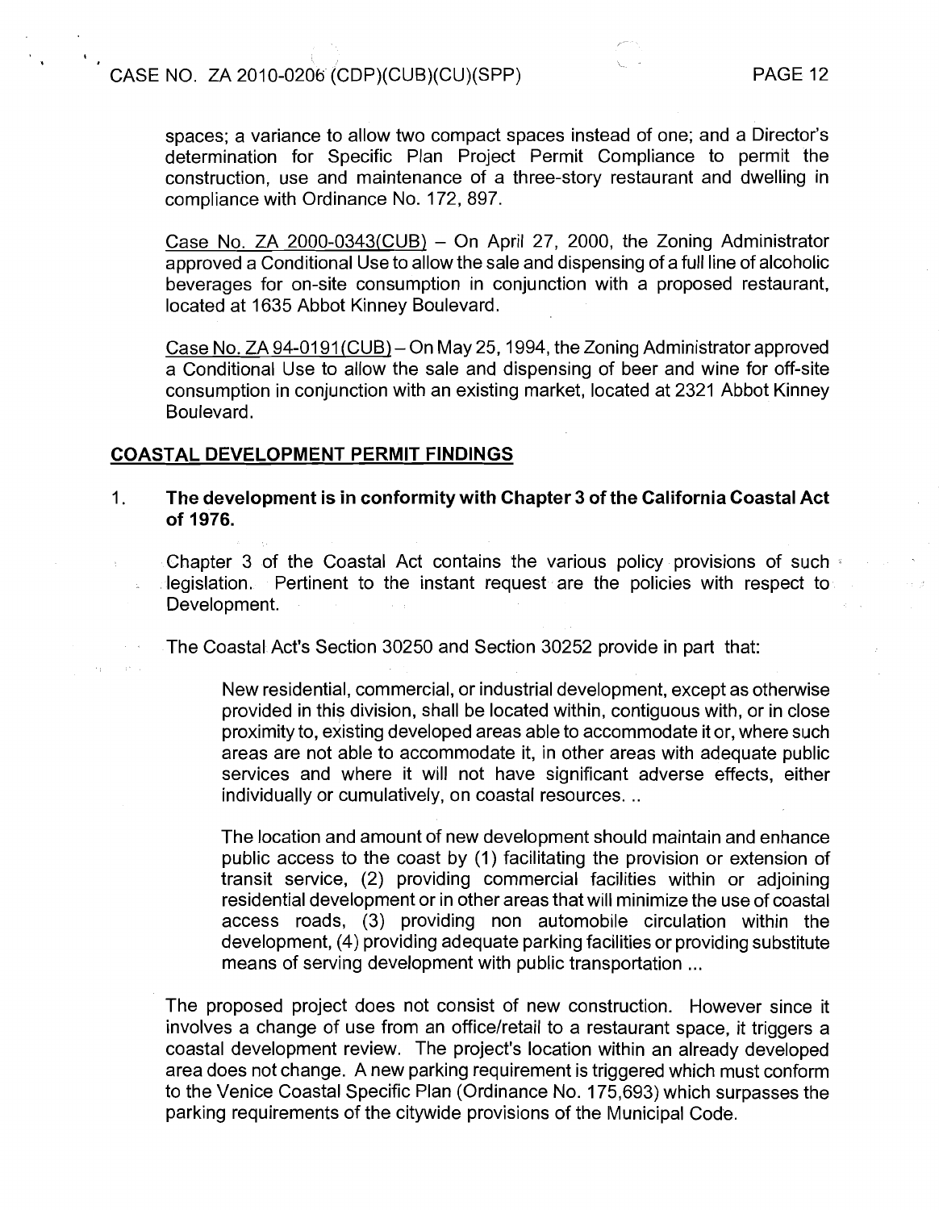spaces; a variance to allow two compact spaces instead of one; and a Director's determination for Specific Plan Project Permit Compliance to permit the construction, use and maintenance of a three-story restaurant and dwelling in compliance with Ordinance No. 172, 897.

Case No. ZA 2000-0343(CUB) – On April 27, 2000, the Zoning Administrator approved a Conditional Use to allow the sale and dispensing of a full line of alcoholic beverages for on-site consumption in conjunction with a proposed restaurant, located at 1635 Abbot Kinney Boulevard.

Case No. ZA 94-0191(CUB) – On May 25, 1994, the Zoning Administrator approved a Conditional Use to allow the sale and dispensing of beer and wine for off-site consumption in conjunction with an existing market, located at 2321 Abbot Kinney Boulevard.

## COASTAL DEVELOPMENT PERMIT FINDINGS

1. **The development is in conformity with Chapter 3 of the California Coastal Act of 1976.**

   Chapter 3 of the Coastal Act contains the various policy provisions of such legislation. Pertinent to the instant request are the policies with respect to Development.

   The Coastal Act's Section 30250 and Section 30252 provide in part that:

   > New residential, commercial, or industrial development, except as otherwise provided in this division, shall be located within, contiguous with, or in close proximity to, existing developed areas able to accommodate it or, where such areas are not able to accommodate it, in other areas with adequate public services and where it will not have significant adverse effects, either individually or cumulatively, on coastal resources. ..
   >
   > The location and amount of new development should maintain and enhance public access to the coast by (1) facilitating the provision or extension of transit service, (2) providing commercial facilities within or adjoining residential development or in other areas that will minimize the use of coastal access roads, (3) providing non automobile circulation within the development, (4) providing adequate parking facilities or providing substitute means of serving development with public transportation ...

   The proposed project does not consist of new construction. However since it involves a change of use from an office/retail to a restaurant space, it triggers a coastal development review. The project's location within an already developed area does not change. A new parking requirement is triggered which must conform to the Venice Coastal Specific Plan (Ordinance No. 175,693) which surpasses the parking requirements of the citywide provisions of the Municipal Code.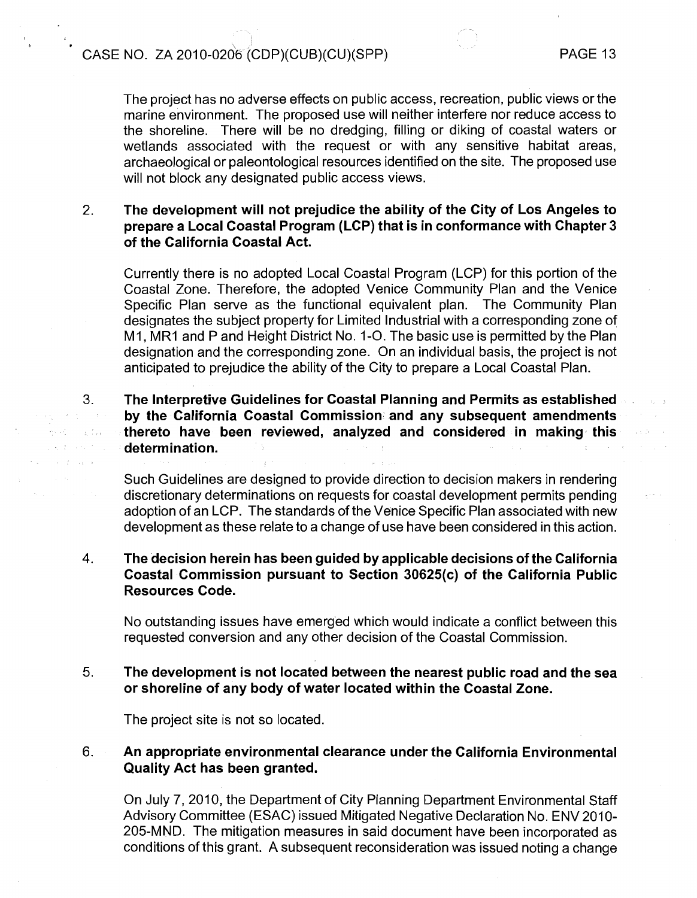The project has no adverse effects on public access, recreation, public views or the marine environment. The proposed use will neither interfere nor reduce access to the shoreline. There will be no dredging, filling or diking of coastal waters or wetlands associated with the request or with any sensitive habitat areas, archaeological or paleontological resources identified on the site. The proposed use will not block any designated public access views.

2. **The development will not prejudice the ability of the City of Los Angeles to prepare a Local Coastal Program (LCP) that is in conformance with Chapter 3 of the California Coastal Act.**

   Currently there is no adopted Local Coastal Program (LCP) for this portion of the Coastal Zone. Therefore, the adopted Venice Community Plan and the Venice Specific Plan serve as the functional equivalent plan. The Community Plan designates the subject property for Limited Industrial with a corresponding zone of M1, MR1 and P and Height District No. 1-O. The basic use is permitted by the Plan designation and the corresponding zone. On an individual basis, the project is not anticipated to prejudice the ability of the City to prepare a Local Coastal Plan.

3. **The Interpretive Guidelines for Coastal Planning and Permits as established by the California Coastal Commission and any subsequent amendments thereto have been reviewed, analyzed and considered in making this determination.**

   Such Guidelines are designed to provide direction to decision makers in rendering discretionary determinations on requests for coastal development permits pending adoption of an LCP. The standards of the Venice Specific Plan associated with new development as these relate to a change of use have been considered in this action.

4. **The decision herein has been guided by applicable decisions of the California Coastal Commission pursuant to Section 30625(c) of the California Public Resources Code.**

   No outstanding issues have emerged which would indicate a conflict between this requested conversion and any other decision of the Coastal Commission.

5. **The development is not located between the nearest public road and the sea or shoreline of any body of water located within the Coastal Zone.**

   The project site is not so located.

6. **An appropriate environmental clearance under the California Environmental Quality Act has been granted.**

   On July 7, 2010, the Department of City Planning Department Environmental Staff Advisory Committee (ESAC) issued Mitigated Negative Declaration No. ENV 2010-205-MND. The mitigation measures in said document have been incorporated as conditions of this grant. A subsequent reconsideration was issued noting a change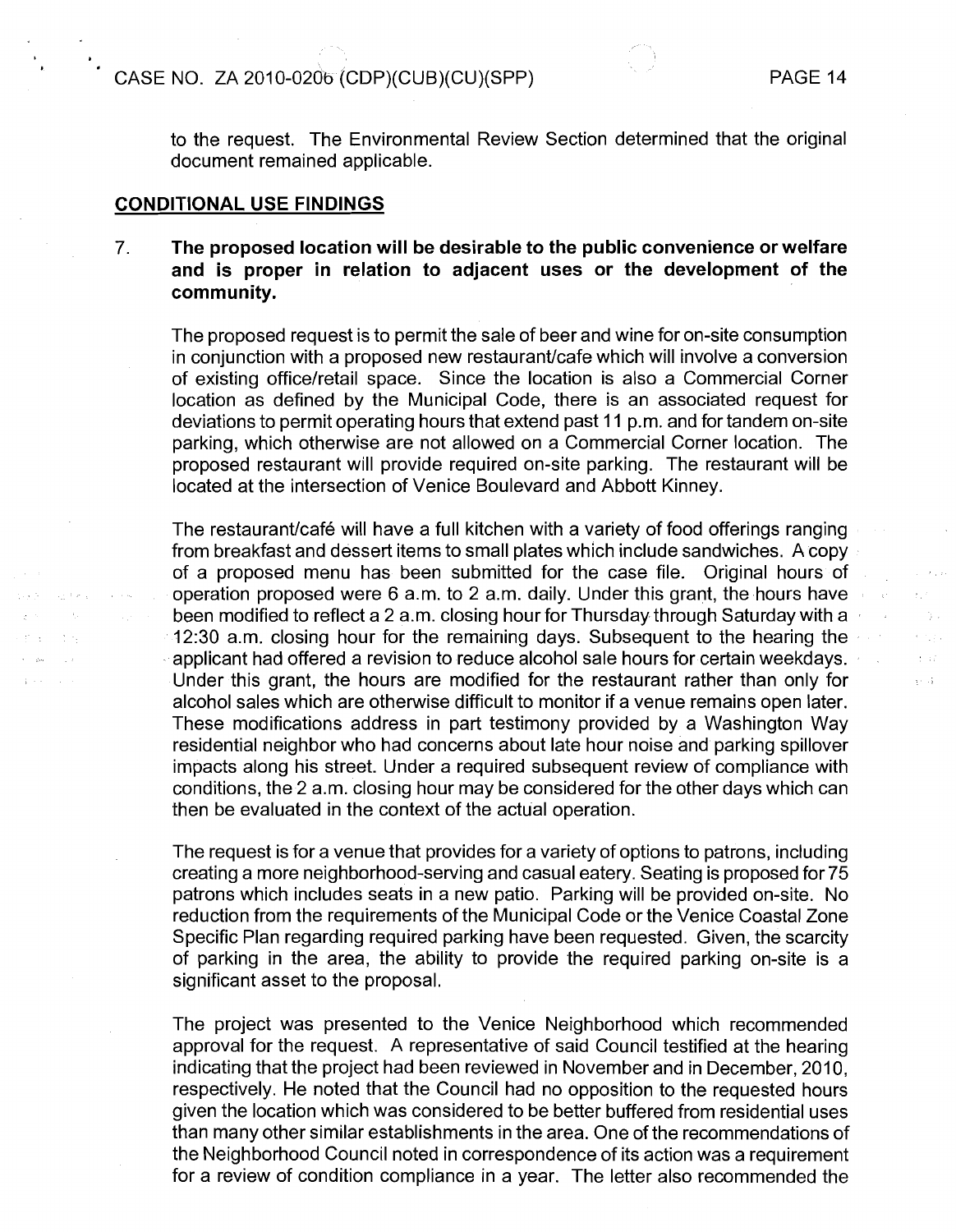to the request. The Environmental Review Section determined that the original document remained applicable.

## CONDITIONAL USE FINDINGS

7. **The proposed location will be desirable to the public convenience or welfare and is proper in relation to adjacent uses or the development of the community.**

   The proposed request is to permit the sale of beer and wine for on-site consumption in conjunction with a proposed new restaurant/cafe which will involve a conversion of existing office/retail space. Since the location is also a Commercial Corner location as defined by the Municipal Code, there is an associated request for deviations to permit operating hours that extend past 11 p.m. and for tandem on-site parking, which otherwise are not allowed on a Commercial Corner location. The proposed restaurant will provide required on-site parking. The restaurant will be located at the intersection of Venice Boulevard and Abbott Kinney.

   The restaurant/café will have a full kitchen with a variety of food offerings ranging from breakfast and dessert items to small plates which include sandwiches. A copy of a proposed menu has been submitted for the case file. Original hours of operation proposed were 6 a.m. to 2 a.m. daily. Under this grant, the hours have been modified to reflect a 2 a.m. closing hour for Thursday through Saturday with a 12:30 a.m. closing hour for the remaining days. Subsequent to the hearing the applicant had offered a revision to reduce alcohol sale hours for certain weekdays. Under this grant, the hours are modified for the restaurant rather than only for alcohol sales which are otherwise difficult to monitor if a venue remains open later. These modifications address in part testimony provided by a Washington Way residential neighbor who had concerns about late hour noise and parking spillover impacts along his street. Under a required subsequent review of compliance with conditions, the 2 a.m. closing hour may be considered for the other days which can then be evaluated in the context of the actual operation.

   The request is for a venue that provides for a variety of options to patrons, including creating a more neighborhood-serving and casual eatery. Seating is proposed for 75 patrons which includes seats in a new patio. Parking will be provided on-site. No reduction from the requirements of the Municipal Code or the Venice Coastal Zone Specific Plan regarding required parking have been requested. Given, the scarcity of parking in the area, the ability to provide the required parking on-site is a significant asset to the proposal.

   The project was presented to the Venice Neighborhood which recommended approval for the request. A representative of said Council testified at the hearing indicating that the project had been reviewed in November and in December, 2010, respectively. He noted that the Council had no opposition to the requested hours given the location which was considered to be better buffered from residential uses than many other similar establishments in the area. One of the recommendations of the Neighborhood Council noted in correspondence of its action was a requirement for a review of condition compliance in a year. The letter also recommended the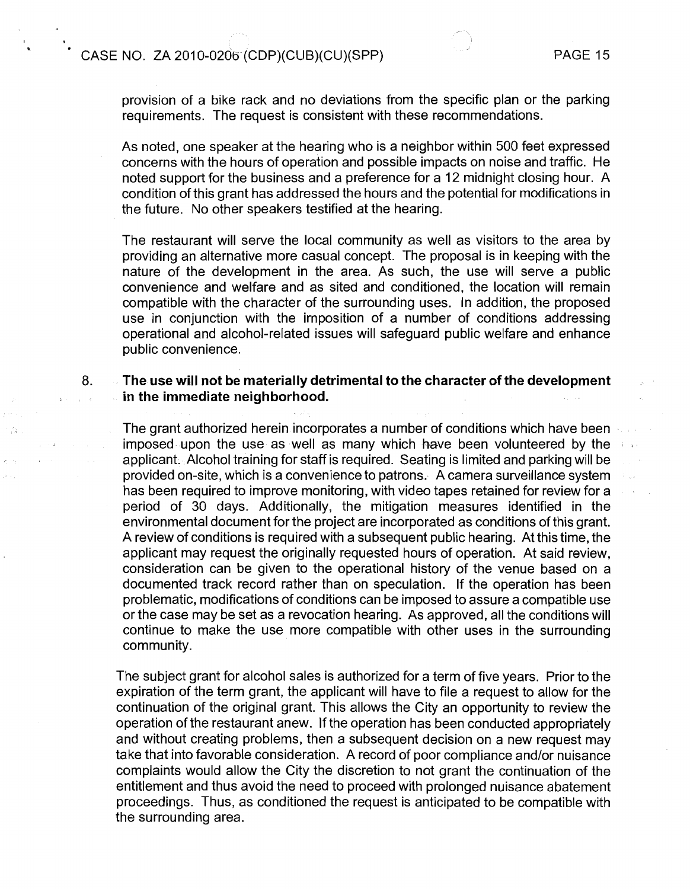provision of a bike rack and no deviations from the specific plan or the parking requirements. The request is consistent with these recommendations.

As noted, one speaker at the hearing who is a neighbor within 500 feet expressed concerns with the hours of operation and possible impacts on noise and traffic. He noted support for the business and a preference for a 12 midnight closing hour. A condition of this grant has addressed the hours and the potential for modifications in the future. No other speakers testified at the hearing.

The restaurant will serve the local community as well as visitors to the area by providing an alternative more casual concept. The proposal is in keeping with the nature of the development in the area. As such, the use will serve a public convenience and welfare and as sited and conditioned, the location will remain compatible with the character of the surrounding uses. In addition, the proposed use in conjunction with the imposition of a number of conditions addressing operational and alcohol-related issues will safeguard public welfare and enhance public convenience.

8. **The use will not be materially detrimental to the character of the development in the immediate neighborhood.**

   The grant authorized herein incorporates a number of conditions which have been imposed upon the use as well as many which have been volunteered by the applicant. Alcohol training for staff is required. Seating is limited and parking will be provided on-site, which is a convenience to patrons. A camera surveillance system has been required to improve monitoring, with video tapes retained for review for a period of 30 days. Additionally, the mitigation measures identified in the environmental document for the project are incorporated as conditions of this grant. A review of conditions is required with a subsequent public hearing. At this time, the applicant may request the originally requested hours of operation. At said review, consideration can be given to the operational history of the venue based on a documented track record rather than on speculation. If the operation has been problematic, modifications of conditions can be imposed to assure a compatible use or the case may be set as a revocation hearing. As approved, all the conditions will continue to make the use more compatible with other uses in the surrounding community.

The subject grant for alcohol sales is authorized for a term of five years. Prior to the expiration of the term grant, the applicant will have to file a request to allow for the continuation of the original grant. This allows the City an opportunity to review the operation of the restaurant anew. If the operation has been conducted appropriately and without creating problems, then a subsequent decision on a new request may take that into favorable consideration. A record of poor compliance and/or nuisance complaints would allow the City the discretion to not grant the continuation of the entitlement and thus avoid the need to proceed with prolonged nuisance abatement proceedings. Thus, as conditioned the request is anticipated to be compatible with the surrounding area.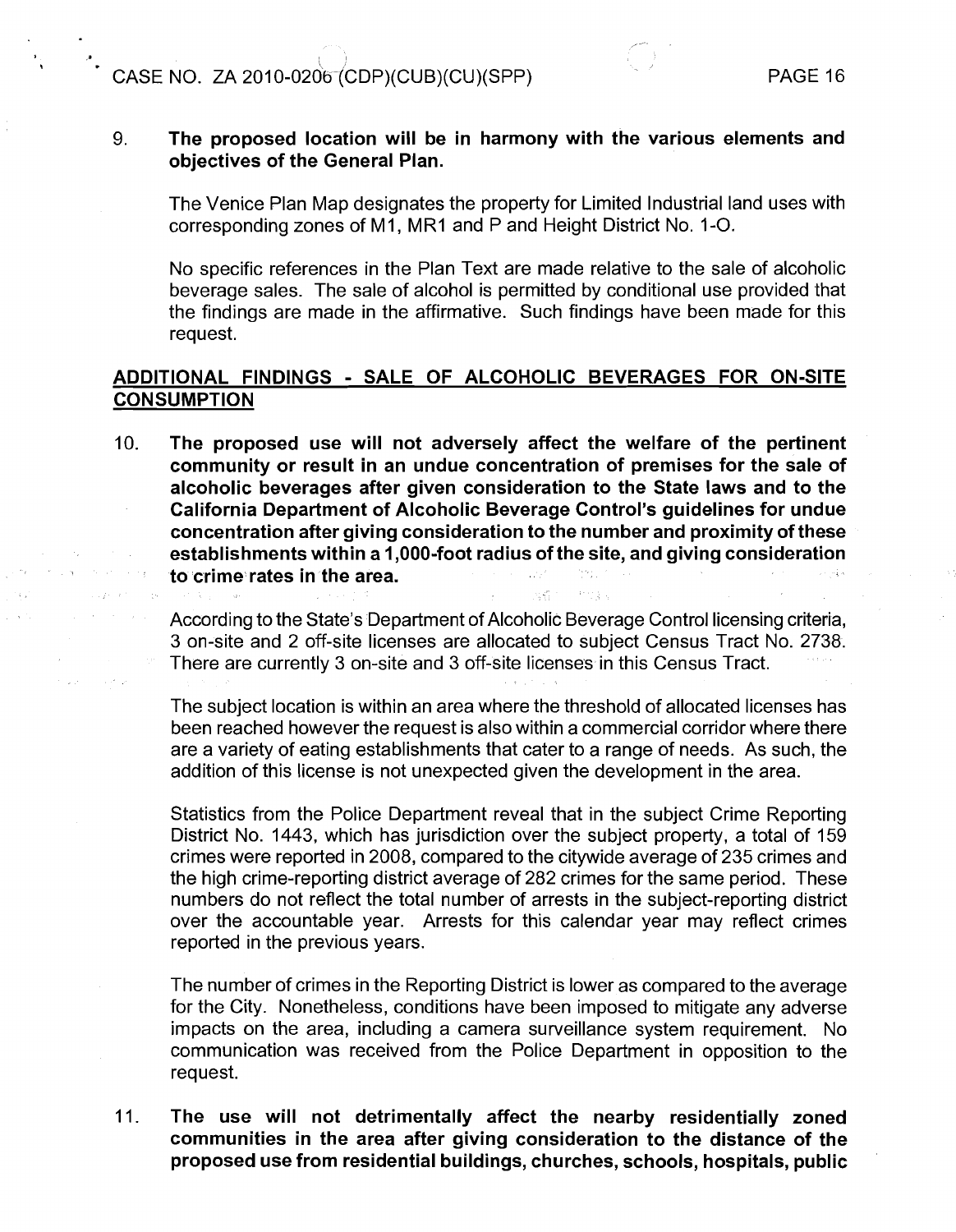9. **The proposed location will be in harmony with the various elements and objectives of the General Plan.**

   The Venice Plan Map designates the property for Limited Industrial land uses with corresponding zones of M1, MR1 and P and Height District No. 1-O.

   No specific references in the Plan Text are made relative to the sale of alcoholic beverage sales. The sale of alcohol is permitted by conditional use provided that the findings are made in the affirmative. Such findings have been made for this request.

## ADDITIONAL FINDINGS - SALE OF ALCOHOLIC BEVERAGES FOR ON-SITE CONSUMPTION

10. **The proposed use will not adversely affect the welfare of the pertinent community or result in an undue concentration of premises for the sale of alcoholic beverages after given consideration to the State laws and to the California Department of Alcoholic Beverage Control's guidelines for undue concentration after giving consideration to the number and proximity of these establishments within a 1,000-foot radius of the site, and giving consideration to crime rates in the area.**

    According to the State's Department of Alcoholic Beverage Control licensing criteria, 3 on-site and 2 off-site licenses are allocated to subject Census Tract No. 2738. There are currently 3 on-site and 3 off-site licenses in this Census Tract.

    The subject location is within an area where the threshold of allocated licenses has been reached however the request is also within a commercial corridor where there are a variety of eating establishments that cater to a range of needs. As such, the addition of this license is not unexpected given the development in the area.

    Statistics from the Police Department reveal that in the subject Crime Reporting District No. 1443, which has jurisdiction over the subject property, a total of 159 crimes were reported in 2008, compared to the citywide average of 235 crimes and the high crime-reporting district average of 282 crimes for the same period. These numbers do not reflect the total number of arrests in the subject-reporting district over the accountable year. Arrests for this calendar year may reflect crimes reported in the previous years.

    The number of crimes in the Reporting District is lower as compared to the average for the City. Nonetheless, conditions have been imposed to mitigate any adverse impacts on the area, including a camera surveillance system requirement. No communication was received from the Police Department in opposition to the request.

11. **The use will not detrimentally affect the nearby residentially zoned communities in the area after giving consideration to the distance of the proposed use from residential buildings, churches, schools, hospitals, public**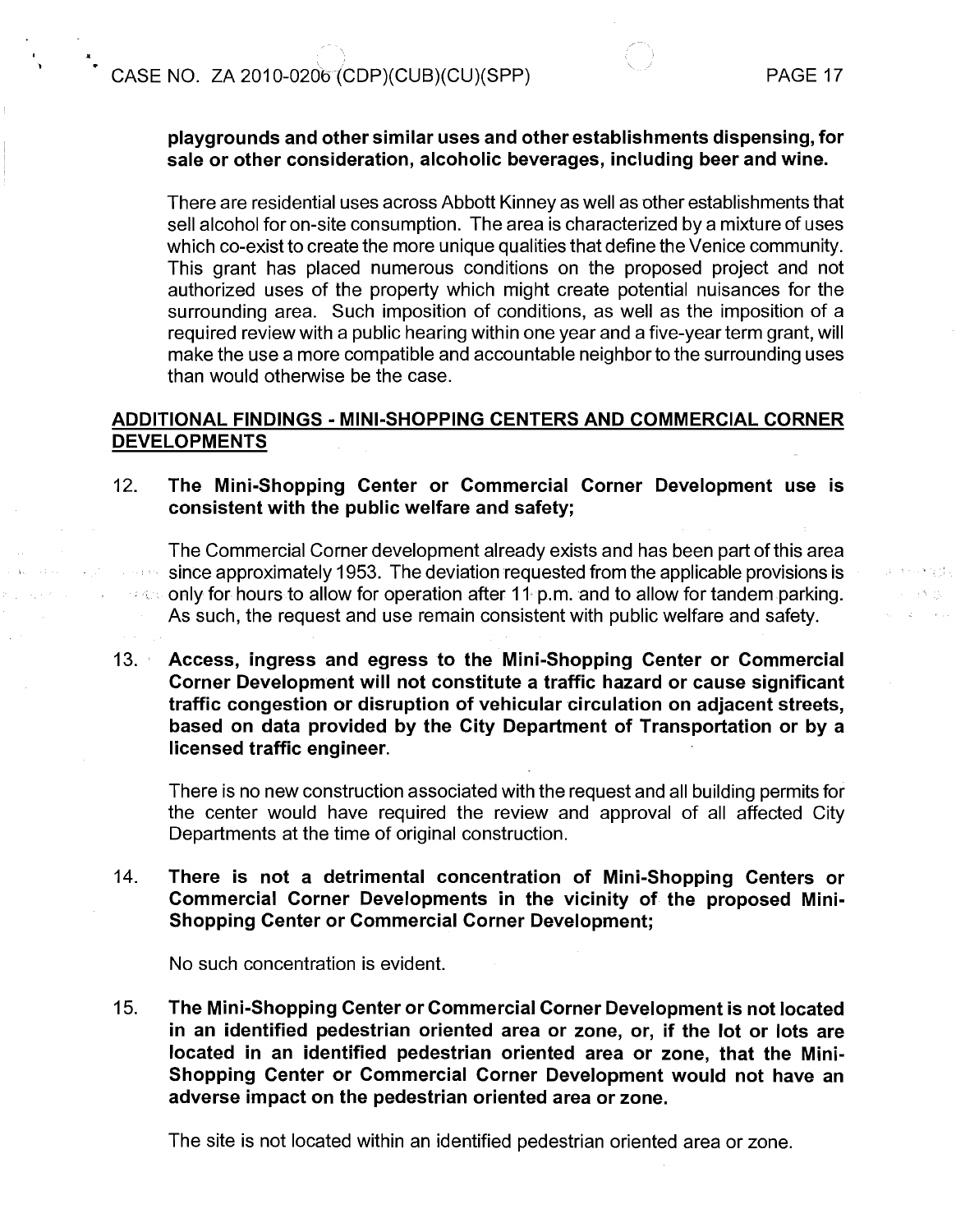**playgrounds and other similar uses and other establishments dispensing, for sale or other consideration, alcoholic beverages, including beer and wine.**

There are residential uses across Abbott Kinney as well as other establishments that sell alcohol for on-site consumption. The area is characterized by a mixture of uses which co-exist to create the more unique qualities that define the Venice community. This grant has placed numerous conditions on the proposed project and not authorized uses of the property which might create potential nuisances for the surrounding area. Such imposition of conditions, as well as the imposition of a required review with a public hearing within one year and a five-year term grant, will make the use a more compatible and accountable neighbor to the surrounding uses than would otherwise be the case.

## ADDITIONAL FINDINGS - MINI-SHOPPING CENTERS AND COMMERCIAL CORNER DEVELOPMENTS

12. **The Mini-Shopping Center or Commercial Corner Development use is consistent with the public welfare and safety;**

    The Commercial Corner development already exists and has been part of this area since approximately 1953. The deviation requested from the applicable provisions is only for hours to allow for operation after 11 p.m. and to allow for tandem parking. As such, the request and use remain consistent with public welfare and safety.

13. **Access, ingress and egress to the Mini-Shopping Center or Commercial Corner Development will not constitute a traffic hazard or cause significant traffic congestion or disruption of vehicular circulation on adjacent streets, based on data provided by the City Department of Transportation or by a licensed traffic engineer.**

    There is no new construction associated with the request and all building permits for the center would have required the review and approval of all affected City Departments at the time of original construction.

14. **There is not a detrimental concentration of Mini-Shopping Centers or Commercial Corner Developments in the vicinity of the proposed Mini-Shopping Center or Commercial Corner Development;**

    No such concentration is evident.

15. **The Mini-Shopping Center or Commercial Corner Development is not located in an identified pedestrian oriented area or zone, or, if the lot or lots are located in an identified pedestrian oriented area or zone, that the Mini-Shopping Center or Commercial Corner Development would not have an adverse impact on the pedestrian oriented area or zone.**

    The site is not located within an identified pedestrian oriented area or zone.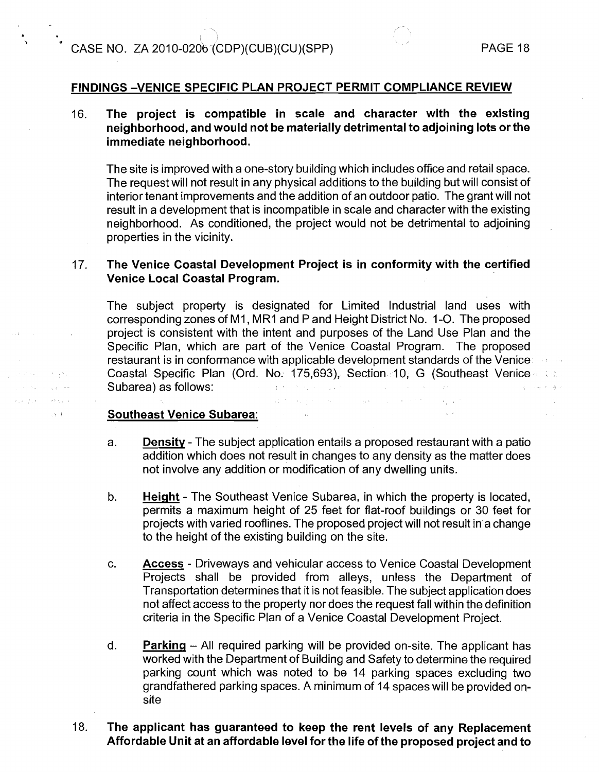## FINDINGS –VENICE SPECIFIC PLAN PROJECT PERMIT COMPLIANCE REVIEW

16. **The project is compatible in scale and character with the existing neighborhood, and would not be materially detrimental to adjoining lots or the immediate neighborhood.**

    The site is improved with a one-story building which includes office and retail space. The request will not result in any physical additions to the building but will consist of interior tenant improvements and the addition of an outdoor patio. The grant will not result in a development that is incompatible in scale and character with the existing neighborhood. As conditioned, the project would not be detrimental to adjoining properties in the vicinity.

17. **The Venice Coastal Development Project is in conformity with the certified Venice Local Coastal Program.**

    The subject property is designated for Limited Industrial land uses with corresponding zones of M1, MR1 and P and Height District No. 1-O. The proposed project is consistent with the intent and purposes of the Land Use Plan and the Specific Plan, which are part of the Venice Coastal Program. The proposed restaurant is in conformance with applicable development standards of the Venice Coastal Specific Plan (Ord. No. 175,693), Section 10, G (Southeast Venice Subarea) as follows:

    **Southeast Venice Subarea:**

    a. **Density** - The subject application entails a proposed restaurant with a patio addition which does not result in changes to any density as the matter does not involve any addition or modification of any dwelling units.

    b. **Height** - The Southeast Venice Subarea, in which the property is located, permits a maximum height of 25 feet for flat-roof buildings or 30 feet for projects with varied rooflines. The proposed project will not result in a change to the height of the existing building on the site.

    c. **Access** - Driveways and vehicular access to Venice Coastal Development Projects shall be provided from alleys, unless the Department of Transportation determines that it is not feasible. The subject application does not affect access to the property nor does the request fall within the definition criteria in the Specific Plan of a Venice Coastal Development Project.

    d. **Parking** – All required parking will be provided on-site. The applicant has worked with the Department of Building and Safety to determine the required parking count which was noted to be 14 parking spaces excluding two grandfathered parking spaces. A minimum of 14 spaces will be provided on-site

18. **The applicant has guaranteed to keep the rent levels of any Replacement Affordable Unit at an affordable level for the life of the proposed project and to**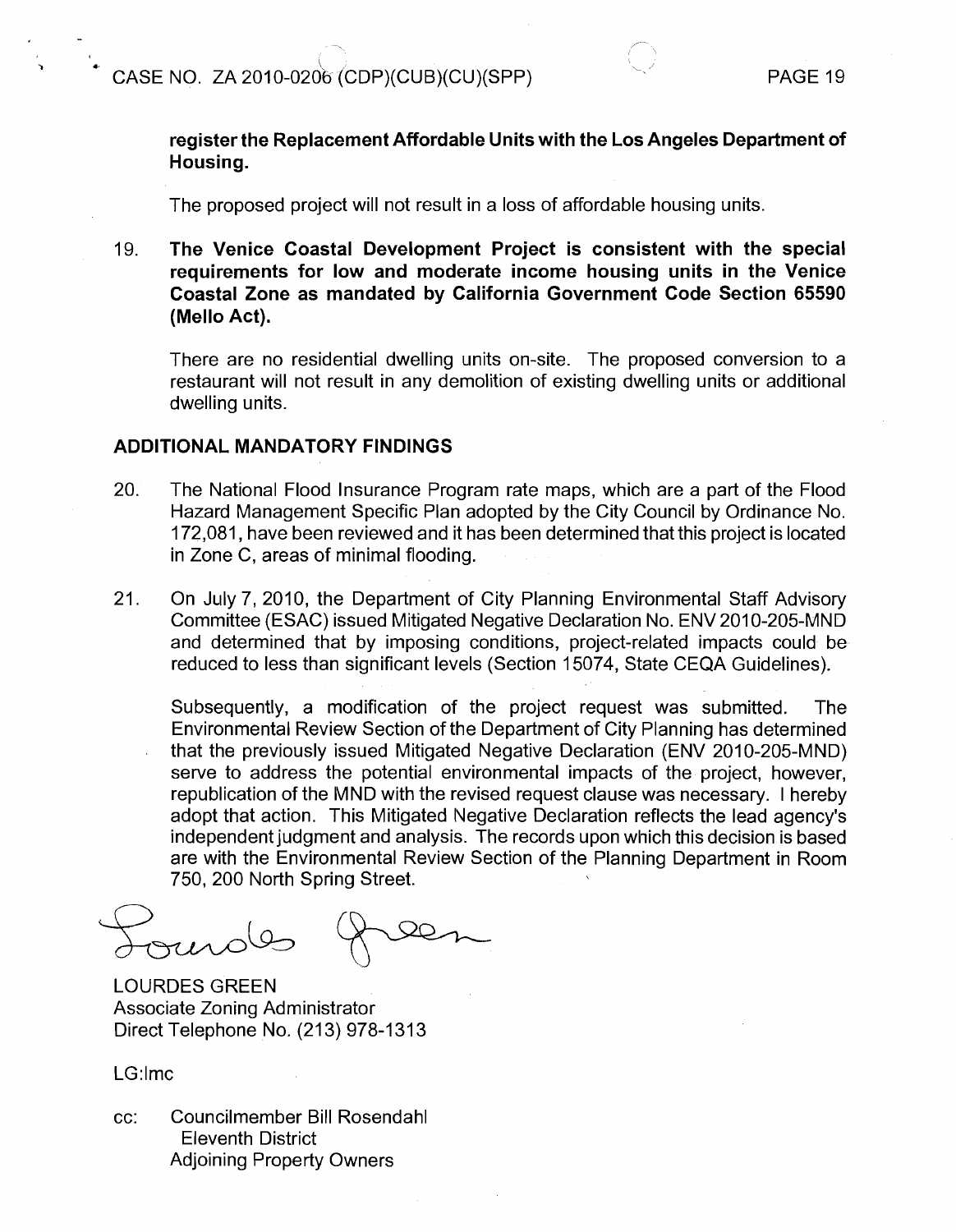**register the Replacement Affordable Units with the Los Angeles Department of Housing.**

The proposed project will not result in a loss of affordable housing units.

19. **The Venice Coastal Development Project is consistent with the special requirements for low and moderate income housing units in the Venice Coastal Zone as mandated by California Government Code Section 65590 (Mello Act).**

    There are no residential dwelling units on-site. The proposed conversion to a restaurant will not result in any demolition of existing dwelling units or additional dwelling units.

## ADDITIONAL MANDATORY FINDINGS

20. The National Flood Insurance Program rate maps, which are a part of the Flood Hazard Management Specific Plan adopted by the City Council by Ordinance No. 172,081, have been reviewed and it has been determined that this project is located in Zone C, areas of minimal flooding.

21. On July 7, 2010, the Department of City Planning Environmental Staff Advisory Committee (ESAC) issued Mitigated Negative Declaration No. ENV 2010-205-MND and determined that by imposing conditions, project-related impacts could be reduced to less than significant levels (Section 15074, State CEQA Guidelines).

    Subsequently, a modification of the project request was submitted. The Environmental Review Section of the Department of City Planning has determined that the previously issued Mitigated Negative Declaration (ENV 2010-205-MND) serve to address the potential environmental impacts of the project, however, republication of the MND with the revised request clause was necessary. I hereby adopt that action. This Mitigated Negative Declaration reflects the lead agency's independent judgment and analysis. The records upon which this decision is based are with the Environmental Review Section of the Planning Department in Room 750, 200 North Spring Street.

Lourdes Green

LOURDES GREEN
Associate Zoning Administrator
Direct Telephone No. (213) 978-1313

LG:lmc

cc: Councilmember Bill Rosendahl
Eleventh District
Adjoining Property Owners